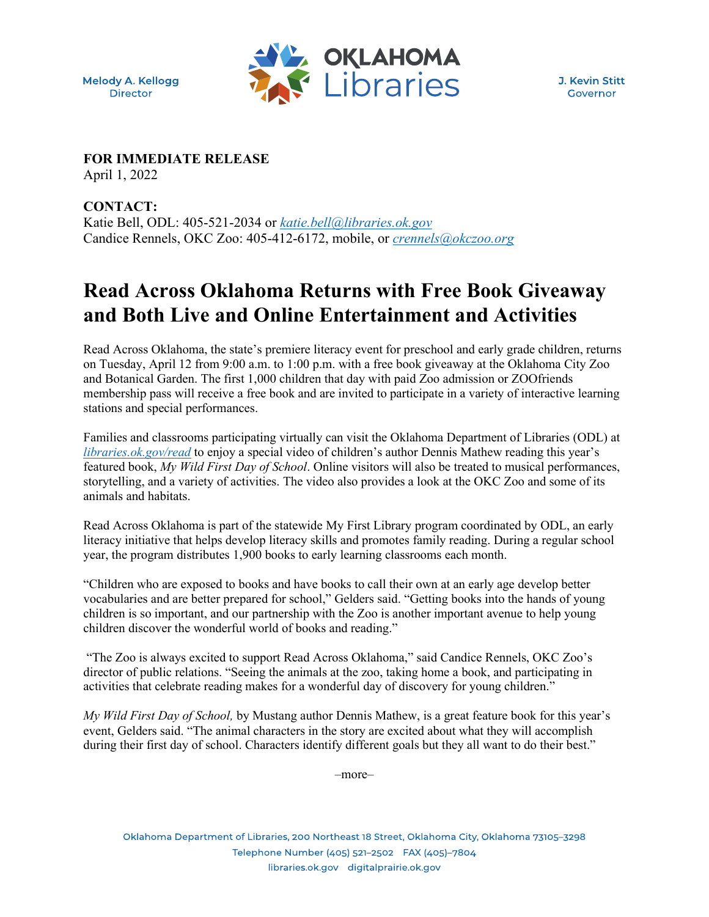Melody A. Kellogg
Director

OKLAHOMA Libraries

J. Kevin Stitt
Governor

**FOR IMMEDIATE RELEASE**
April 1, 2022

**CONTACT:**
Katie Bell, ODL: 405-521-2034 or *katie.bell@libraries.ok.gov*
Candice Rennels, OKC Zoo: 405-412-6172, mobile, or *crennels@okczoo.org*

# Read Across Oklahoma Returns with Free Book Giveaway and Both Live and Online Entertainment and Activities

Read Across Oklahoma, the state's premiere literacy event for preschool and early grade children, returns on Tuesday, April 12 from 9:00 a.m. to 1:00 p.m. with a free book giveaway at the Oklahoma City Zoo and Botanical Garden. The first 1,000 children that day with paid Zoo admission or ZOOfriends membership pass will receive a free book and are invited to participate in a variety of interactive learning stations and special performances.

Families and classrooms participating virtually can visit the Oklahoma Department of Libraries (ODL) at *libraries.ok.gov/read* to enjoy a special video of children's author Dennis Mathew reading this year's featured book, *My Wild First Day of School*. Online visitors will also be treated to musical performances, storytelling, and a variety of activities. The video also provides a look at the OKC Zoo and some of its animals and habitats.

Read Across Oklahoma is part of the statewide My First Library program coordinated by ODL, an early literacy initiative that helps develop literacy skills and promotes family reading. During a regular school year, the program distributes 1,900 books to early learning classrooms each month.

"Children who are exposed to books and have books to call their own at an early age develop better vocabularies and are better prepared for school," Gelders said. "Getting books into the hands of young children is so important, and our partnership with the Zoo is another important avenue to help young children discover the wonderful world of books and reading."

"The Zoo is always excited to support Read Across Oklahoma," said Candice Rennels, OKC Zoo's director of public relations. "Seeing the animals at the zoo, taking home a book, and participating in activities that celebrate reading makes for a wonderful day of discovery for young children."

*My Wild First Day of School,* by Mustang author Dennis Mathew, is a great feature book for this year's event, Gelders said. "The animal characters in the story are excited about what they will accomplish during their first day of school. Characters identify different goals but they all want to do their best."

–more–

Oklahoma Department of Libraries, 200 Northeast 18 Street, Oklahoma City, Oklahoma 73105–3298
Telephone Number (405) 521–2502 FAX (405)–7804
libraries.ok.gov digitalprairie.ok.gov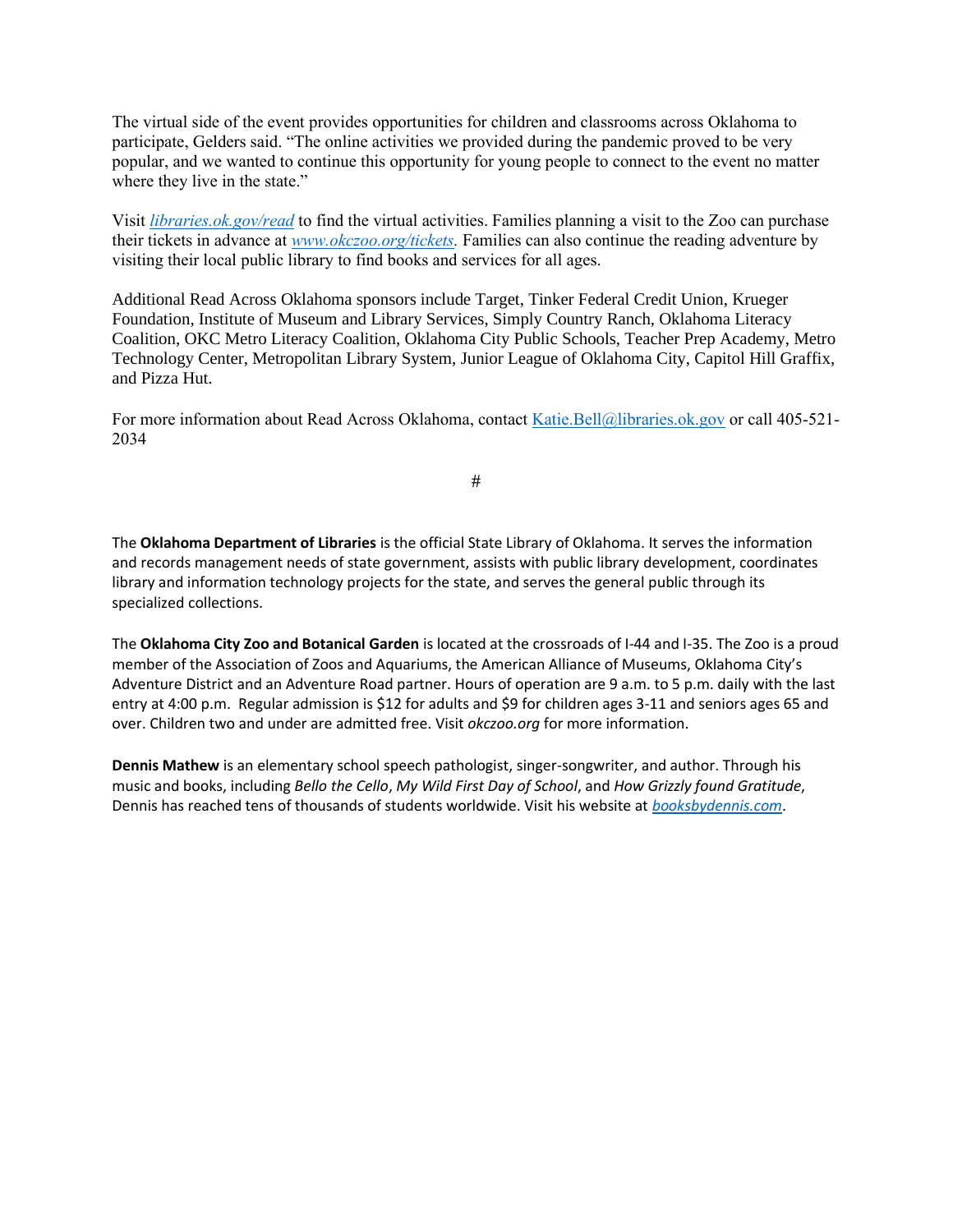The virtual side of the event provides opportunities for children and classrooms across Oklahoma to participate, Gelders said. "The online activities we provided during the pandemic proved to be very popular, and we wanted to continue this opportunity for young people to connect to the event no matter where they live in the state."

Visit *libraries.ok.gov/read* to find the virtual activities. Families planning a visit to the Zoo can purchase their tickets in advance at *www.okczoo.org/tickets.* Families can also continue the reading adventure by visiting their local public library to find books and services for all ages.

Additional Read Across Oklahoma sponsors include Target, Tinker Federal Credit Union, Krueger Foundation, Institute of Museum and Library Services, Simply Country Ranch, Oklahoma Literacy Coalition, OKC Metro Literacy Coalition, Oklahoma City Public Schools, Teacher Prep Academy, Metro Technology Center, Metropolitan Library System, Junior League of Oklahoma City, Capitol Hill Graffix, and Pizza Hut.

For more information about Read Across Oklahoma, contact Katie.Bell@libraries.ok.gov or call 405-521-2034

#

The **Oklahoma Department of Libraries** is the official State Library of Oklahoma. It serves the information and records management needs of state government, assists with public library development, coordinates library and information technology projects for the state, and serves the general public through its specialized collections.

The **Oklahoma City Zoo and Botanical Garden** is located at the crossroads of I-44 and I-35. The Zoo is a proud member of the Association of Zoos and Aquariums, the American Alliance of Museums, Oklahoma City's Adventure District and an Adventure Road partner. Hours of operation are 9 a.m. to 5 p.m. daily with the last entry at 4:00 p.m. Regular admission is $12 for adults and $9 for children ages 3-11 and seniors ages 65 and over. Children two and under are admitted free. Visit *okczoo.org* for more information.

**Dennis Mathew** is an elementary school speech pathologist, singer-songwriter, and author. Through his music and books, including *Bello the Cello*, *My Wild First Day of School*, and *How Grizzly found Gratitude*, Dennis has reached tens of thousands of students worldwide. Visit his website at *booksbydennis.com*.